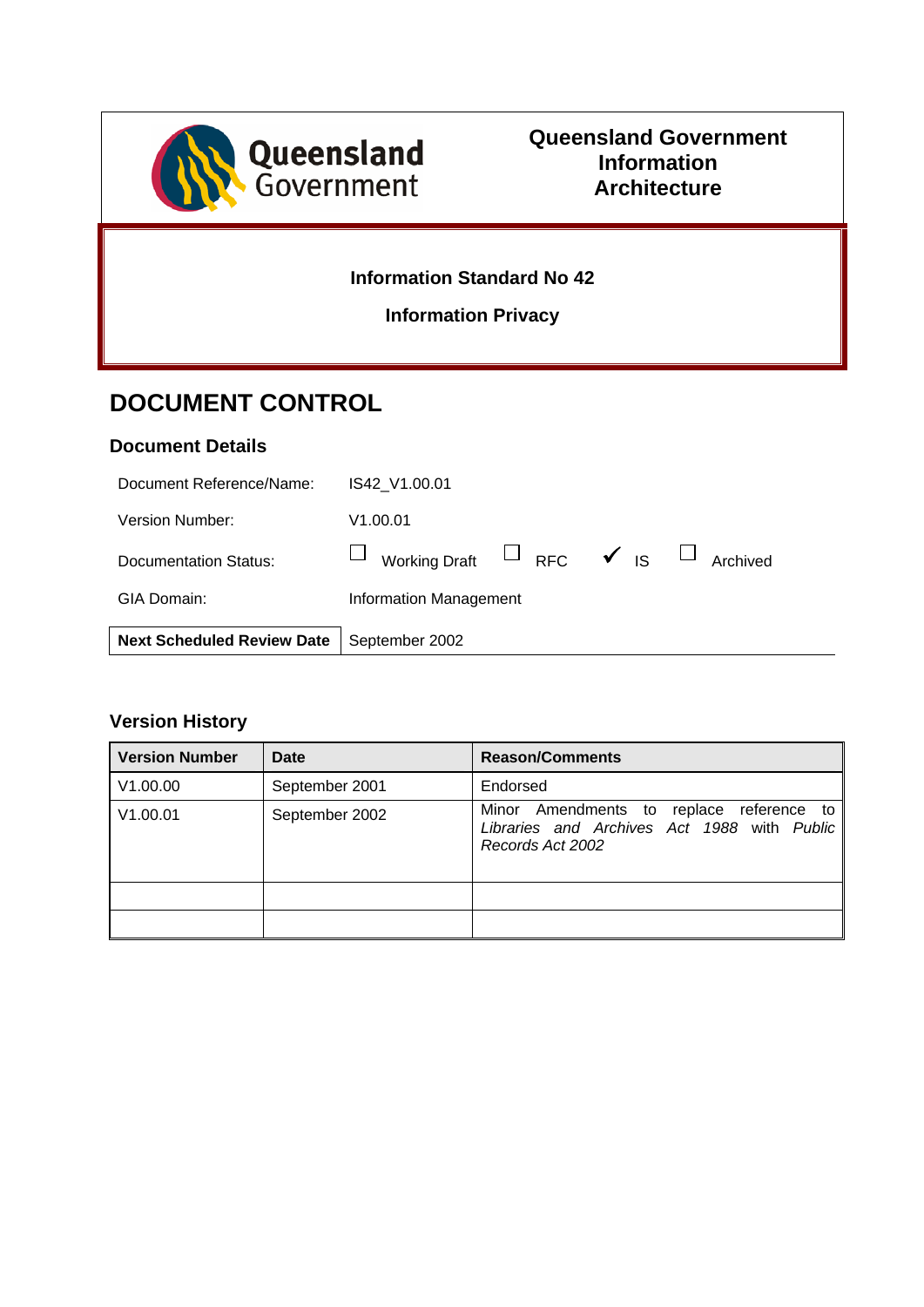Queensland Government

**Queensland Government Information Architecture**

**Information Standard No 42**

**Information Privacy**

# DOCUMENT CONTROL

## Document Details

| | |
|---|---|
| Document Reference/Name: | IS42_V1.00.01 |
| Version Number: | V1.00.01 |
| Documentation Status: | ☐ Working Draft ☐ RFC ✔ IS ☐ Archived |
| GIA Domain: | Information Management |
| **Next Scheduled Review Date** | September 2002 |

## Version History

| Version Number | Date | Reason/Comments |
|---|---|---|
| V1.00.00 | September 2001 | Endorsed |
| V1.00.01 | September 2002 | Minor Amendments to replace reference to *Libraries and Archives Act 1988* with *Public Records Act 2002* |
| | | |
| | | |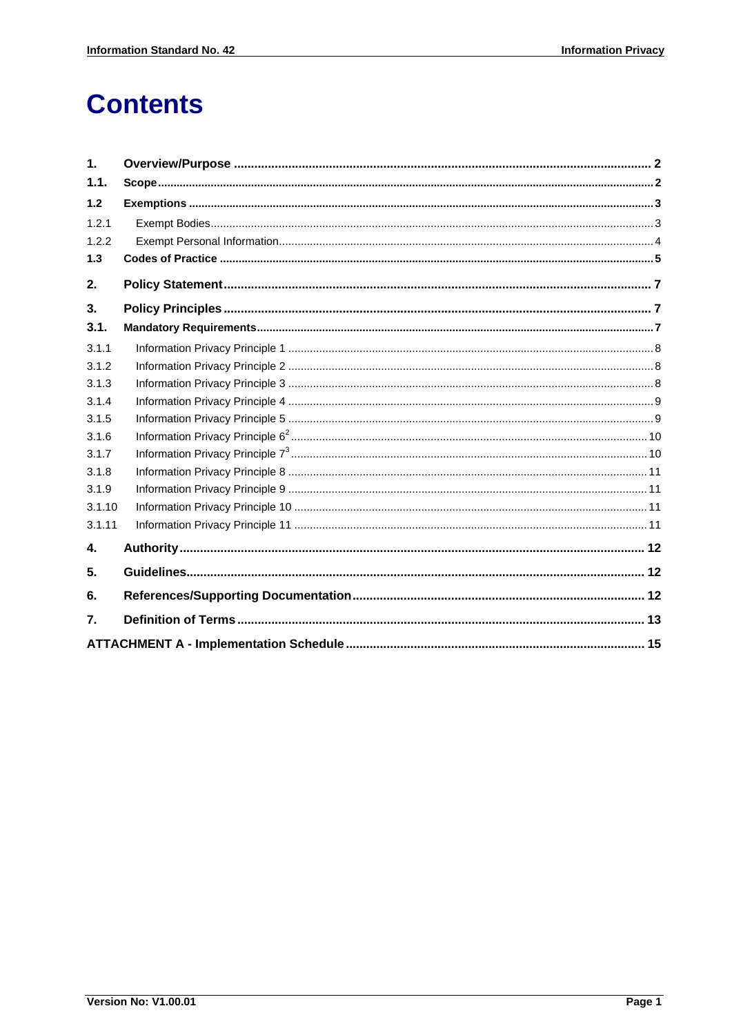# Contents

| | | |
|---|---|---|
| **1.** | **Overview/Purpose** | **2** |
| **1.1.** | **Scope** | **2** |
| **1.2** | **Exemptions** | **3** |
| 1.2.1 | Exempt Bodies | 3 |
| 1.2.2 | Exempt Personal Information | 4 |
| **1.3** | **Codes of Practice** | **5** |
| **2.** | **Policy Statement** | **7** |
| **3.** | **Policy Principles** | **7** |
| **3.1.** | **Mandatory Requirements** | **7** |
| 3.1.1 | Information Privacy Principle 1 | 8 |
| 3.1.2 | Information Privacy Principle 2 | 8 |
| 3.1.3 | Information Privacy Principle 3 | 8 |
| 3.1.4 | Information Privacy Principle 4 | 9 |
| 3.1.5 | Information Privacy Principle 5 | 9 |
| 3.1.6 | Information Privacy Principle 6[2] | 10 |
| 3.1.7 | Information Privacy Principle 7[3] | 10 |
| 3.1.8 | Information Privacy Principle 8 | 11 |
| 3.1.9 | Information Privacy Principle 9 | 11 |
| 3.1.10 | Information Privacy Principle 10 | 11 |
| 3.1.11 | Information Privacy Principle 11 | 11 |
| **4.** | **Authority** | **12** |
| **5.** | **Guidelines** | **12** |
| **6.** | **References/Supporting Documentation** | **12** |
| **7.** | **Definition of Terms** | **13** |
| **ATTACHMENT A - Implementation Schedule** | | **15** |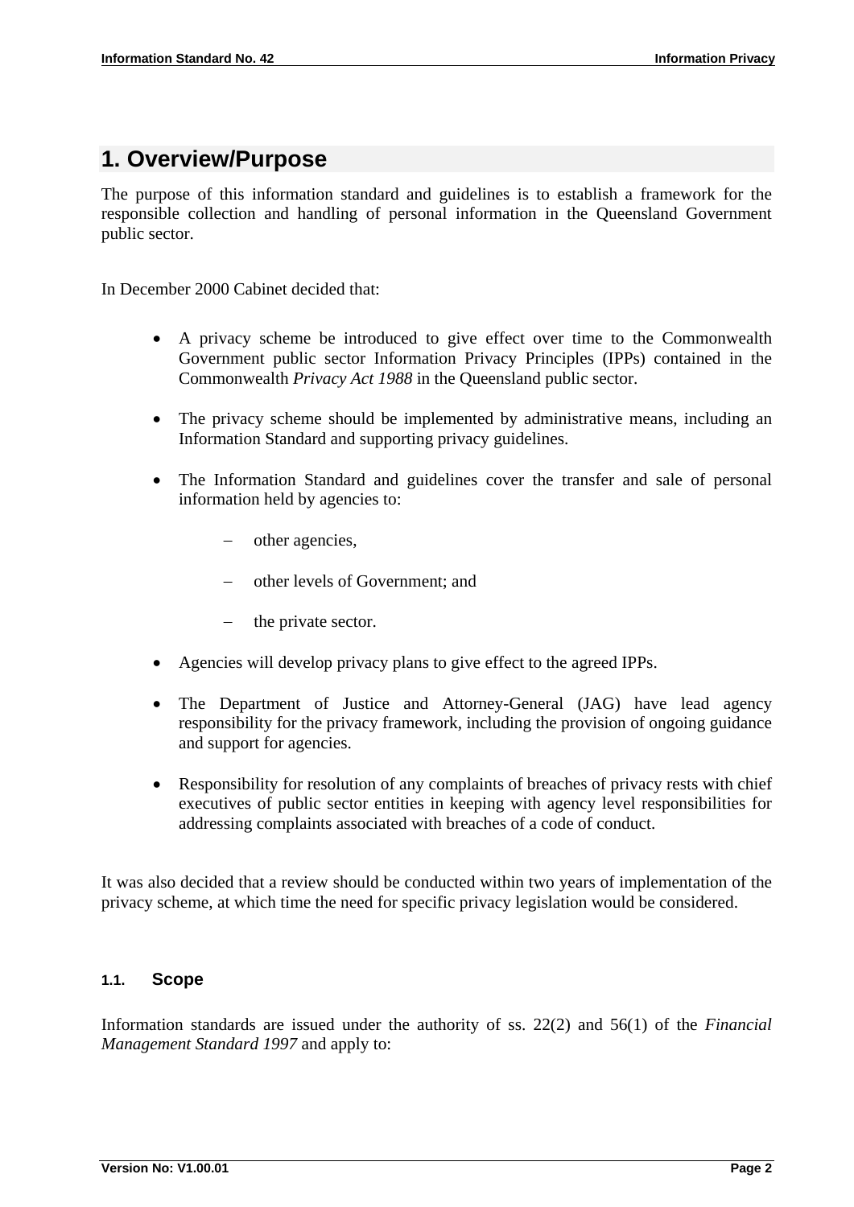# 1. Overview/Purpose

The purpose of this information standard and guidelines is to establish a framework for the responsible collection and handling of personal information in the Queensland Government public sector.

In December 2000 Cabinet decided that:

- A privacy scheme be introduced to give effect over time to the Commonwealth Government public sector Information Privacy Principles (IPPs) contained in the Commonwealth *Privacy Act 1988* in the Queensland public sector.
- The privacy scheme should be implemented by administrative means, including an Information Standard and supporting privacy guidelines.
- The Information Standard and guidelines cover the transfer and sale of personal information held by agencies to:
    - other agencies,
    - other levels of Government; and
    - the private sector.
- Agencies will develop privacy plans to give effect to the agreed IPPs.
- The Department of Justice and Attorney-General (JAG) have lead agency responsibility for the privacy framework, including the provision of ongoing guidance and support for agencies.
- Responsibility for resolution of any complaints of breaches of privacy rests with chief executives of public sector entities in keeping with agency level responsibilities for addressing complaints associated with breaches of a code of conduct.

It was also decided that a review should be conducted within two years of implementation of the privacy scheme, at which time the need for specific privacy legislation would be considered.

## 1.1. Scope

Information standards are issued under the authority of ss. 22(2) and 56(1) of the *Financial Management Standard 1997* and apply to: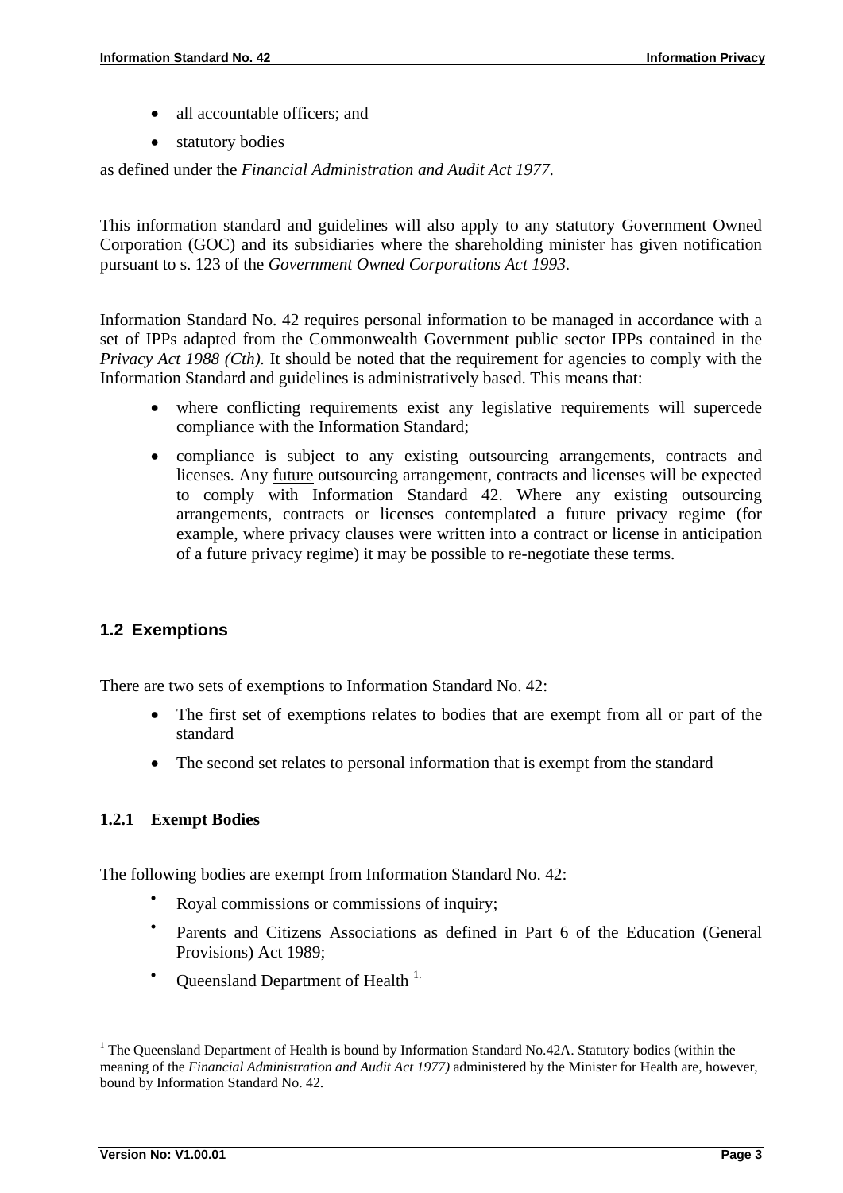- all accountable officers; and
- statutory bodies

as defined under the *Financial Administration and Audit Act 1977*.

This information standard and guidelines will also apply to any statutory Government Owned Corporation (GOC) and its subsidiaries where the shareholding minister has given notification pursuant to s. 123 of the *Government Owned Corporations Act 1993*.

Information Standard No. 42 requires personal information to be managed in accordance with a set of IPPs adapted from the Commonwealth Government public sector IPPs contained in the *Privacy Act 1988 (Cth).* It should be noted that the requirement for agencies to comply with the Information Standard and guidelines is administratively based. This means that:

- where conflicting requirements exist any legislative requirements will supercede compliance with the Information Standard;
- compliance is subject to any <u>existing</u> outsourcing arrangements, contracts and licenses. Any <u>future</u> outsourcing arrangement, contracts and licenses will be expected to comply with Information Standard 42. Where any existing outsourcing arrangements, contracts or licenses contemplated a future privacy regime (for example, where privacy clauses were written into a contract or license in anticipation of a future privacy regime) it may be possible to re-negotiate these terms.

## 1.2 Exemptions

There are two sets of exemptions to Information Standard No. 42:

- The first set of exemptions relates to bodies that are exempt from all or part of the standard
- The second set relates to personal information that is exempt from the standard

### 1.2.1 Exempt Bodies

The following bodies are exempt from Information Standard No. 42:

- Royal commissions or commissions of inquiry;
- Parents and Citizens Associations as defined in Part 6 of the Education (General Provisions) Act 1989;
- Queensland Department of Health [1.]

[1] The Queensland Department of Health is bound by Information Standard No.42A. Statutory bodies (within the meaning of the *Financial Administration and Audit Act 1977)* administered by the Minister for Health are, however, bound by Information Standard No. 42.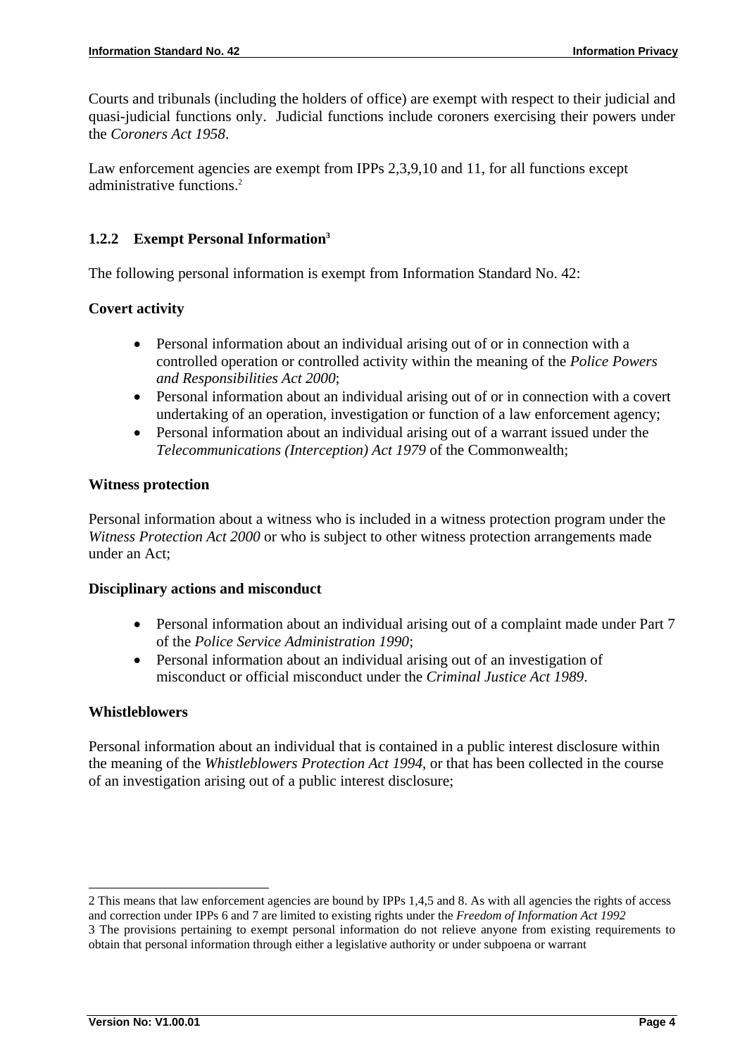Courts and tribunals (including the holders of office) are exempt with respect to their judicial and quasi-judicial functions only. Judicial functions include coroners exercising their powers under the *Coroners Act 1958*.

Law enforcement agencies are exempt from IPPs 2,3,9,10 and 11, for all functions except administrative functions.[2]

### 1.2.2 Exempt Personal Information[3]

The following personal information is exempt from Information Standard No. 42:

**Covert activity**

- Personal information about an individual arising out of or in connection with a controlled operation or controlled activity within the meaning of the *Police Powers and Responsibilities Act 2000*;
- Personal information about an individual arising out of or in connection with a covert undertaking of an operation, investigation or function of a law enforcement agency;
- Personal information about an individual arising out of a warrant issued under the *Telecommunications (Interception) Act 1979* of the Commonwealth;

**Witness protection**

Personal information about a witness who is included in a witness protection program under the *Witness Protection Act 2000* or who is subject to other witness protection arrangements made under an Act;

**Disciplinary actions and misconduct**

- Personal information about an individual arising out of a complaint made under Part 7 of the *Police Service Administration 1990*;
- Personal information about an individual arising out of an investigation of misconduct or official misconduct under the *Criminal Justice Act 1989*.

**Whistleblowers**

Personal information about an individual that is contained in a public interest disclosure within the meaning of the *Whistleblowers Protection Act 1994*, or that has been collected in the course of an investigation arising out of a public interest disclosure;

---

2 This means that law enforcement agencies are bound by IPPs 1,4,5 and 8. As with all agencies the rights of access and correction under IPPs 6 and 7 are limited to existing rights under the *Freedom of Information Act 1992*

3 The provisions pertaining to exempt personal information do not relieve anyone from existing requirements to obtain that personal information through either a legislative authority or under subpoena or warrant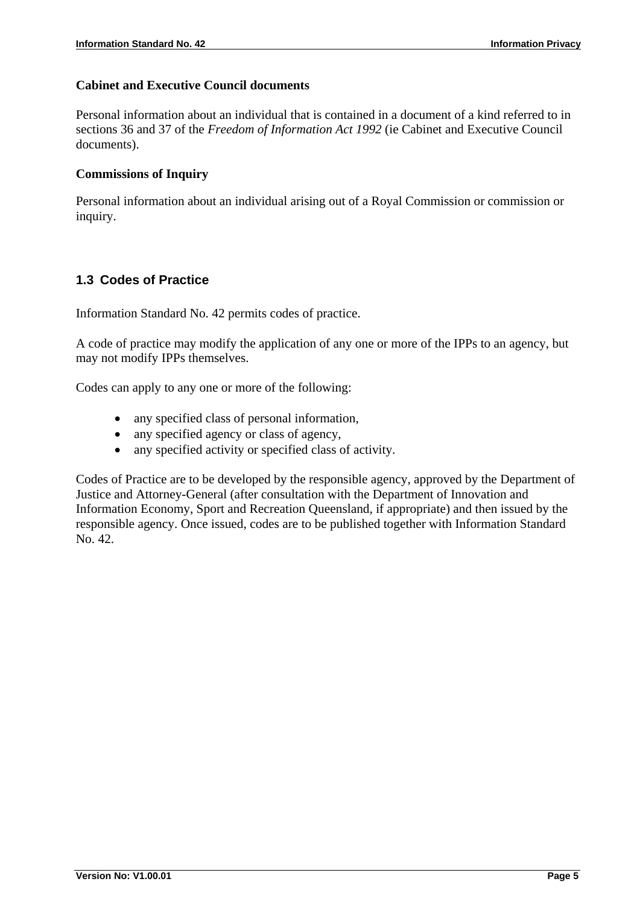**Cabinet and Executive Council documents**

Personal information about an individual that is contained in a document of a kind referred to in sections 36 and 37 of the *Freedom of Information Act 1992* (ie Cabinet and Executive Council documents).

**Commissions of Inquiry**

Personal information about an individual arising out of a Royal Commission or commission or inquiry.

## 1.3 Codes of Practice

Information Standard No. 42 permits codes of practice.

A code of practice may modify the application of any one or more of the IPPs to an agency, but may not modify IPPs themselves.

Codes can apply to any one or more of the following:

- any specified class of personal information,
- any specified agency or class of agency,
- any specified activity or specified class of activity.

Codes of Practice are to be developed by the responsible agency, approved by the Department of Justice and Attorney-General (after consultation with the Department of Innovation and Information Economy, Sport and Recreation Queensland, if appropriate) and then issued by the responsible agency. Once issued, codes are to be published together with Information Standard No. 42.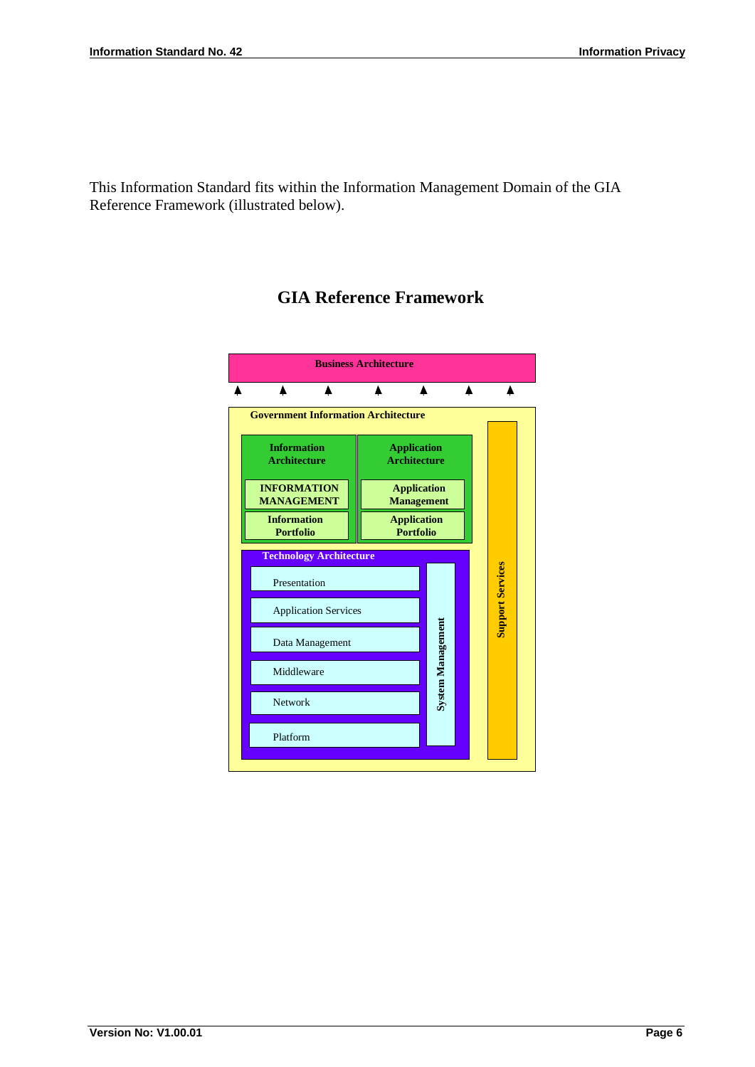This Information Standard fits within the Information Management Domain of the GIA Reference Framework (illustrated below).

## GIA Reference Framework

**Business Architecture**

**Government Information Architecture**

**Information Architecture**

**INFORMATION MANAGEMENT**

**Information Portfolio**

**Application Architecture**

**Application Management**

**Application Portfolio**

**Technology Architecture**

Presentation

Application Services

Data Management

Middleware

Network

Platform

**System Management**

**Support Services**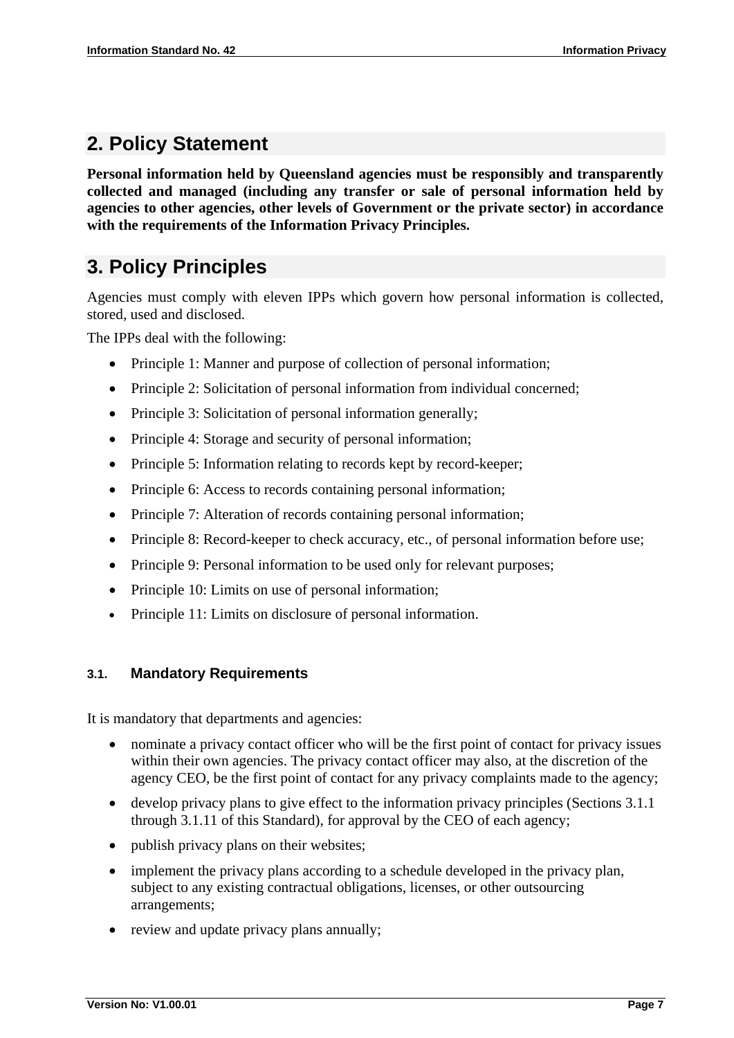## 2. Policy Statement

**Personal information held by Queensland agencies must be responsibly and transparently collected and managed (including any transfer or sale of personal information held by agencies to other agencies, other levels of Government or the private sector) in accordance with the requirements of the Information Privacy Principles.**

## 3. Policy Principles

Agencies must comply with eleven IPPs which govern how personal information is collected, stored, used and disclosed.

The IPPs deal with the following:

- Principle 1: Manner and purpose of collection of personal information;
- Principle 2: Solicitation of personal information from individual concerned;
- Principle 3: Solicitation of personal information generally;
- Principle 4: Storage and security of personal information;
- Principle 5: Information relating to records kept by record-keeper;
- Principle 6: Access to records containing personal information;
- Principle 7: Alteration of records containing personal information;
- Principle 8: Record-keeper to check accuracy, etc., of personal information before use;
- Principle 9: Personal information to be used only for relevant purposes;
- Principle 10: Limits on use of personal information;
- Principle 11: Limits on disclosure of personal information.

### 3.1. Mandatory Requirements

It is mandatory that departments and agencies:

- nominate a privacy contact officer who will be the first point of contact for privacy issues within their own agencies. The privacy contact officer may also, at the discretion of the agency CEO, be the first point of contact for any privacy complaints made to the agency;
- develop privacy plans to give effect to the information privacy principles (Sections 3.1.1 through 3.1.11 of this Standard), for approval by the CEO of each agency;
- publish privacy plans on their websites;
- implement the privacy plans according to a schedule developed in the privacy plan, subject to any existing contractual obligations, licenses, or other outsourcing arrangements;
- review and update privacy plans annually;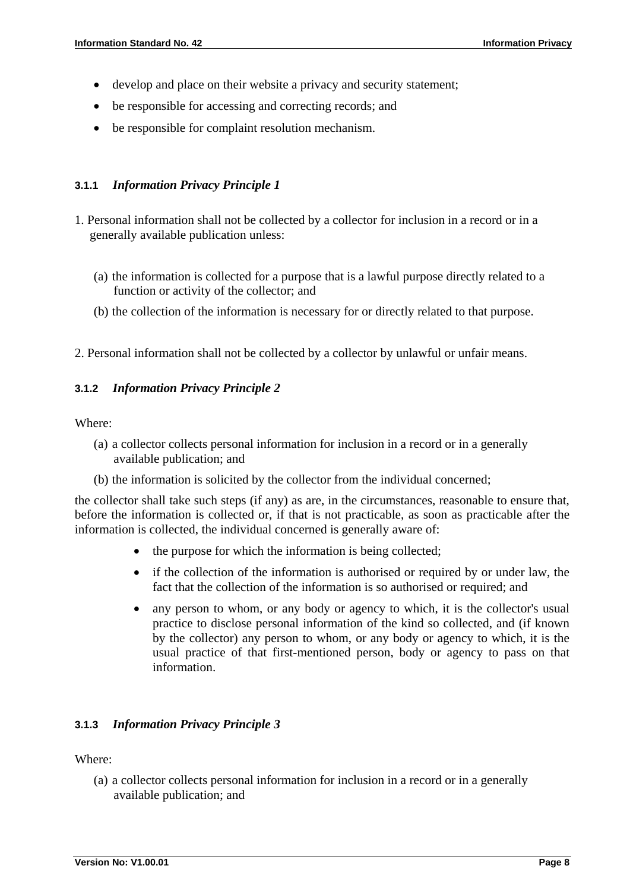- develop and place on their website a privacy and security statement;
- be responsible for accessing and correcting records; and
- be responsible for complaint resolution mechanism.

### 3.1.1 *Information Privacy Principle 1*

1. Personal information shall not be collected by a collector for inclusion in a record or in a generally available publication unless:

   (a) the information is collected for a purpose that is a lawful purpose directly related to a function or activity of the collector; and

   (b) the collection of the information is necessary for or directly related to that purpose.

2. Personal information shall not be collected by a collector by unlawful or unfair means.

### 3.1.2 *Information Privacy Principle 2*

Where:

(a) a collector collects personal information for inclusion in a record or in a generally available publication; and

(b) the information is solicited by the collector from the individual concerned;

the collector shall take such steps (if any) as are, in the circumstances, reasonable to ensure that, before the information is collected or, if that is not practicable, as soon as practicable after the information is collected, the individual concerned is generally aware of:

- the purpose for which the information is being collected;
- if the collection of the information is authorised or required by or under law, the fact that the collection of the information is so authorised or required; and
- any person to whom, or any body or agency to which, it is the collector's usual practice to disclose personal information of the kind so collected, and (if known by the collector) any person to whom, or any body or agency to which, it is the usual practice of that first-mentioned person, body or agency to pass on that information.

### 3.1.3 *Information Privacy Principle 3*

Where:

(a) a collector collects personal information for inclusion in a record or in a generally available publication; and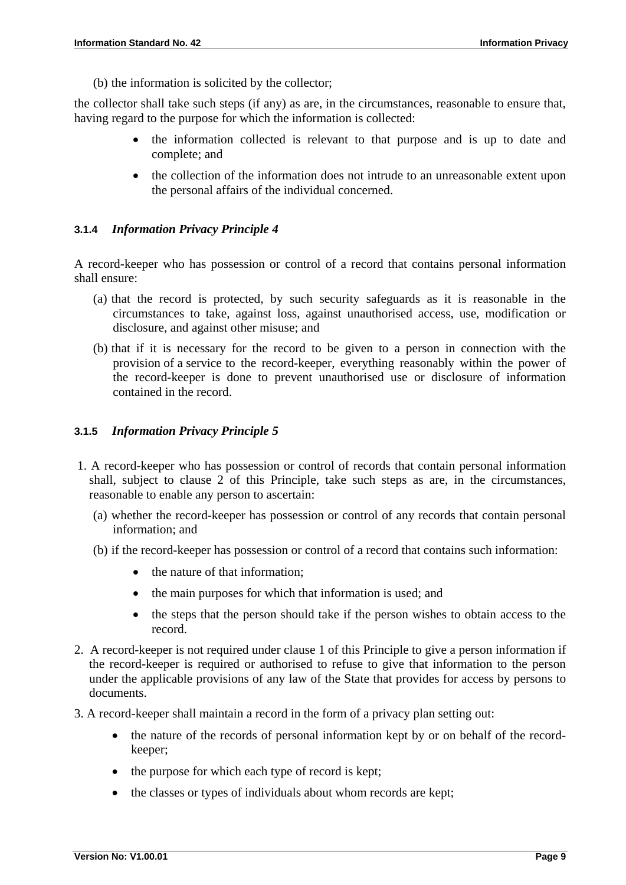(b) the information is solicited by the collector;

the collector shall take such steps (if any) as are, in the circumstances, reasonable to ensure that, having regard to the purpose for which the information is collected:

- the information collected is relevant to that purpose and is up to date and complete; and
- the collection of the information does not intrude to an unreasonable extent upon the personal affairs of the individual concerned.

### 3.1.4 *Information Privacy Principle 4*

A record-keeper who has possession or control of a record that contains personal information shall ensure:

(a) that the record is protected, by such security safeguards as it is reasonable in the circumstances to take, against loss, against unauthorised access, use, modification or disclosure, and against other misuse; and

(b) that if it is necessary for the record to be given to a person in connection with the provision of a service to the record-keeper, everything reasonably within the power of the record-keeper is done to prevent unauthorised use or disclosure of information contained in the record.

### 3.1.5 *Information Privacy Principle 5*

1. A record-keeper who has possession or control of records that contain personal information shall, subject to clause 2 of this Principle, take such steps as are, in the circumstances, reasonable to enable any person to ascertain:

   (a) whether the record-keeper has possession or control of any records that contain personal information; and

   (b) if the record-keeper has possession or control of a record that contains such information:

   - the nature of that information;
   - the main purposes for which that information is used; and
   - the steps that the person should take if the person wishes to obtain access to the record.

2. A record-keeper is not required under clause 1 of this Principle to give a person information if the record-keeper is required or authorised to refuse to give that information to the person under the applicable provisions of any law of the State that provides for access by persons to documents.

3. A record-keeper shall maintain a record in the form of a privacy plan setting out:

   - the nature of the records of personal information kept by or on behalf of the record-keeper;
   - the purpose for which each type of record is kept;
   - the classes or types of individuals about whom records are kept;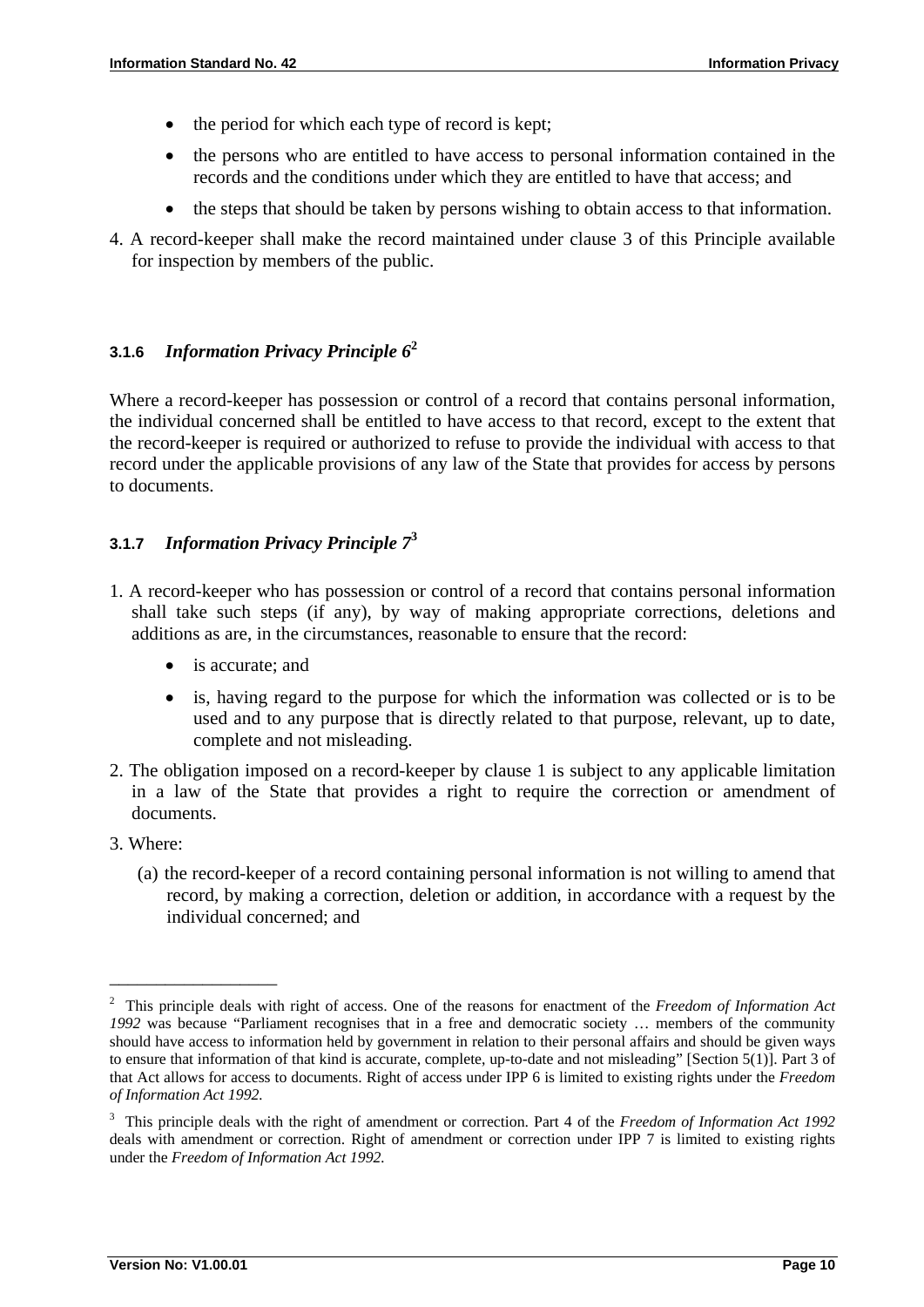- the period for which each type of record is kept;
- the persons who are entitled to have access to personal information contained in the records and the conditions under which they are entitled to have that access; and
- the steps that should be taken by persons wishing to obtain access to that information.

4. A record-keeper shall make the record maintained under clause 3 of this Principle available for inspection by members of the public.

### 3.1.6 *Information Privacy Principle 6*[2]

Where a record-keeper has possession or control of a record that contains personal information, the individual concerned shall be entitled to have access to that record, except to the extent that the record-keeper is required or authorized to refuse to provide the individual with access to that record under the applicable provisions of any law of the State that provides for access by persons to documents.

### 3.1.7 *Information Privacy Principle 7*[3]

1. A record-keeper who has possession or control of a record that contains personal information shall take such steps (if any), by way of making appropriate corrections, deletions and additions as are, in the circumstances, reasonable to ensure that the record:
   - is accurate; and
   - is, having regard to the purpose for which the information was collected or is to be used and to any purpose that is directly related to that purpose, relevant, up to date, complete and not misleading.
2. The obligation imposed on a record-keeper by clause 1 is subject to any applicable limitation in a law of the State that provides a right to require the correction or amendment of documents.
3. Where:

   (a) the record-keeper of a record containing personal information is not willing to amend that record, by making a correction, deletion or addition, in accordance with a request by the individual concerned; and

---

[2] This principle deals with right of access. One of the reasons for enactment of the *Freedom of Information Act 1992* was because "Parliament recognises that in a free and democratic society … members of the community should have access to information held by government in relation to their personal affairs and should be given ways to ensure that information of that kind is accurate, complete, up-to-date and not misleading" [Section 5(1)]. Part 3 of that Act allows for access to documents. Right of access under IPP 6 is limited to existing rights under the *Freedom of Information Act 1992.*

[3] This principle deals with the right of amendment or correction. Part 4 of the *Freedom of Information Act 1992* deals with amendment or correction. Right of amendment or correction under IPP 7 is limited to existing rights under the *Freedom of Information Act 1992.*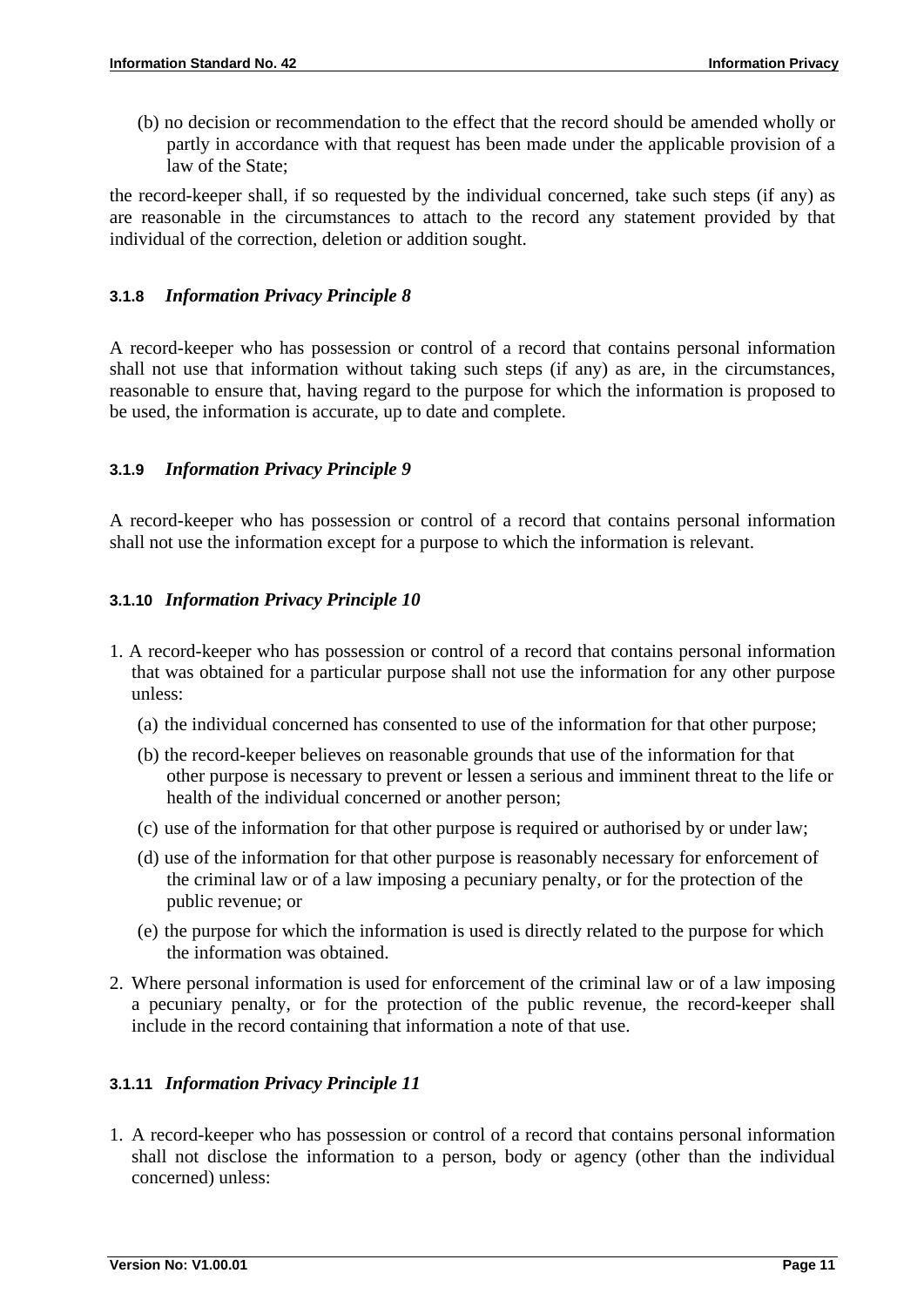(b) no decision or recommendation to the effect that the record should be amended wholly or partly in accordance with that request has been made under the applicable provision of a law of the State;

the record-keeper shall, if so requested by the individual concerned, take such steps (if any) as are reasonable in the circumstances to attach to the record any statement provided by that individual of the correction, deletion or addition sought.

### 3.1.8 *Information Privacy Principle 8*

A record-keeper who has possession or control of a record that contains personal information shall not use that information without taking such steps (if any) as are, in the circumstances, reasonable to ensure that, having regard to the purpose for which the information is proposed to be used, the information is accurate, up to date and complete.

### 3.1.9 *Information Privacy Principle 9*

A record-keeper who has possession or control of a record that contains personal information shall not use the information except for a purpose to which the information is relevant.

### 3.1.10 *Information Privacy Principle 10*

1. A record-keeper who has possession or control of a record that contains personal information that was obtained for a particular purpose shall not use the information for any other purpose unless:
   - (a) the individual concerned has consented to use of the information for that other purpose;
   - (b) the record-keeper believes on reasonable grounds that use of the information for that other purpose is necessary to prevent or lessen a serious and imminent threat to the life or health of the individual concerned or another person;
   - (c) use of the information for that other purpose is required or authorised by or under law;
   - (d) use of the information for that other purpose is reasonably necessary for enforcement of the criminal law or of a law imposing a pecuniary penalty, or for the protection of the public revenue; or
   - (e) the purpose for which the information is used is directly related to the purpose for which the information was obtained.
2. Where personal information is used for enforcement of the criminal law or of a law imposing a pecuniary penalty, or for the protection of the public revenue, the record-keeper shall include in the record containing that information a note of that use.

### 3.1.11 *Information Privacy Principle 11*

1. A record-keeper who has possession or control of a record that contains personal information shall not disclose the information to a person, body or agency (other than the individual concerned) unless: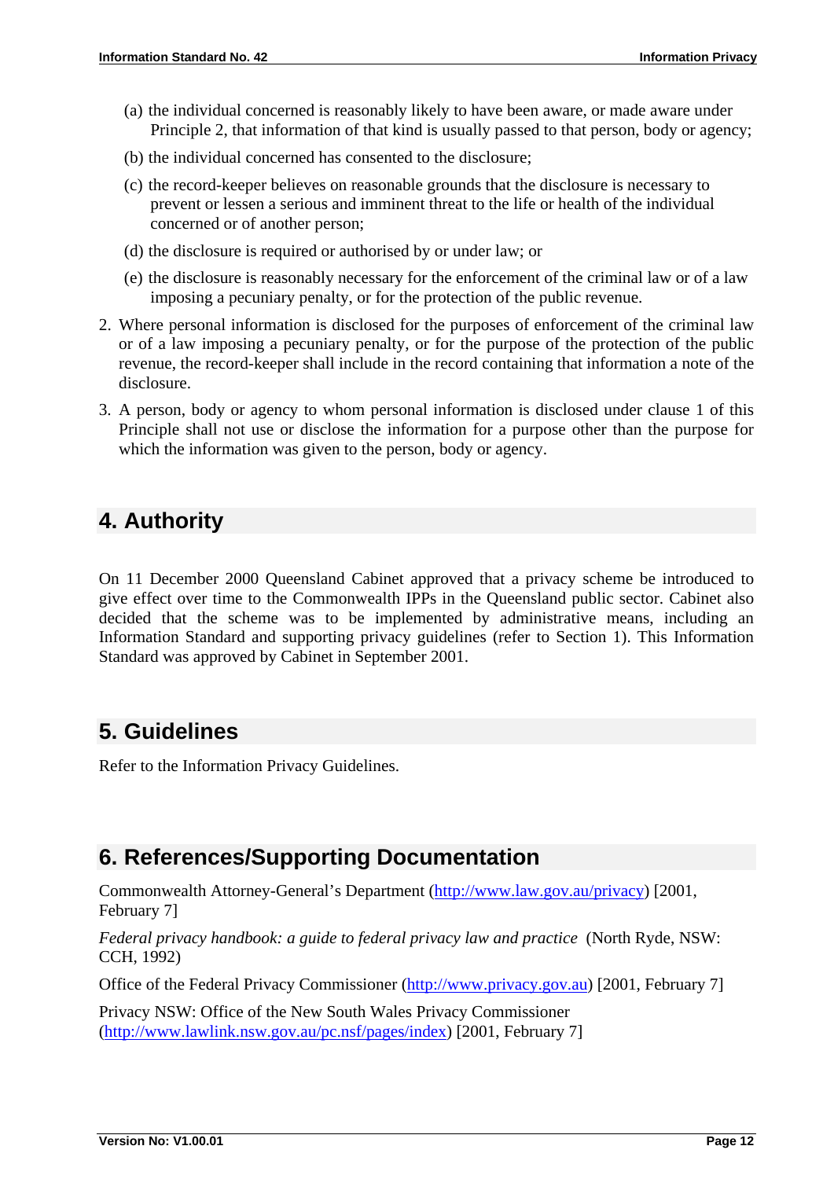(a) the individual concerned is reasonably likely to have been aware, or made aware under Principle 2, that information of that kind is usually passed to that person, body or agency;

(b) the individual concerned has consented to the disclosure;

(c) the record-keeper believes on reasonable grounds that the disclosure is necessary to prevent or lessen a serious and imminent threat to the life or health of the individual concerned or of another person;

(d) the disclosure is required or authorised by or under law; or

(e) the disclosure is reasonably necessary for the enforcement of the criminal law or of a law imposing a pecuniary penalty, or for the protection of the public revenue.

2. Where personal information is disclosed for the purposes of enforcement of the criminal law or of a law imposing a pecuniary penalty, or for the purpose of the protection of the public revenue, the record-keeper shall include in the record containing that information a note of the disclosure.

3. A person, body or agency to whom personal information is disclosed under clause 1 of this Principle shall not use or disclose the information for a purpose other than the purpose for which the information was given to the person, body or agency.

## 4. Authority

On 11 December 2000 Queensland Cabinet approved that a privacy scheme be introduced to give effect over time to the Commonwealth IPPs in the Queensland public sector. Cabinet also decided that the scheme was to be implemented by administrative means, including an Information Standard and supporting privacy guidelines (refer to Section 1). This Information Standard was approved by Cabinet in September 2001.

## 5. Guidelines

Refer to the Information Privacy Guidelines.

## 6. References/Supporting Documentation

Commonwealth Attorney-General's Department (http://www.law.gov.au/privacy) [2001, February 7]

*Federal privacy handbook: a guide to federal privacy law and practice* (North Ryde, NSW: CCH, 1992)

Office of the Federal Privacy Commissioner (http://www.privacy.gov.au) [2001, February 7]

Privacy NSW: Office of the New South Wales Privacy Commissioner (http://www.lawlink.nsw.gov.au/pc.nsf/pages/index) [2001, February 7]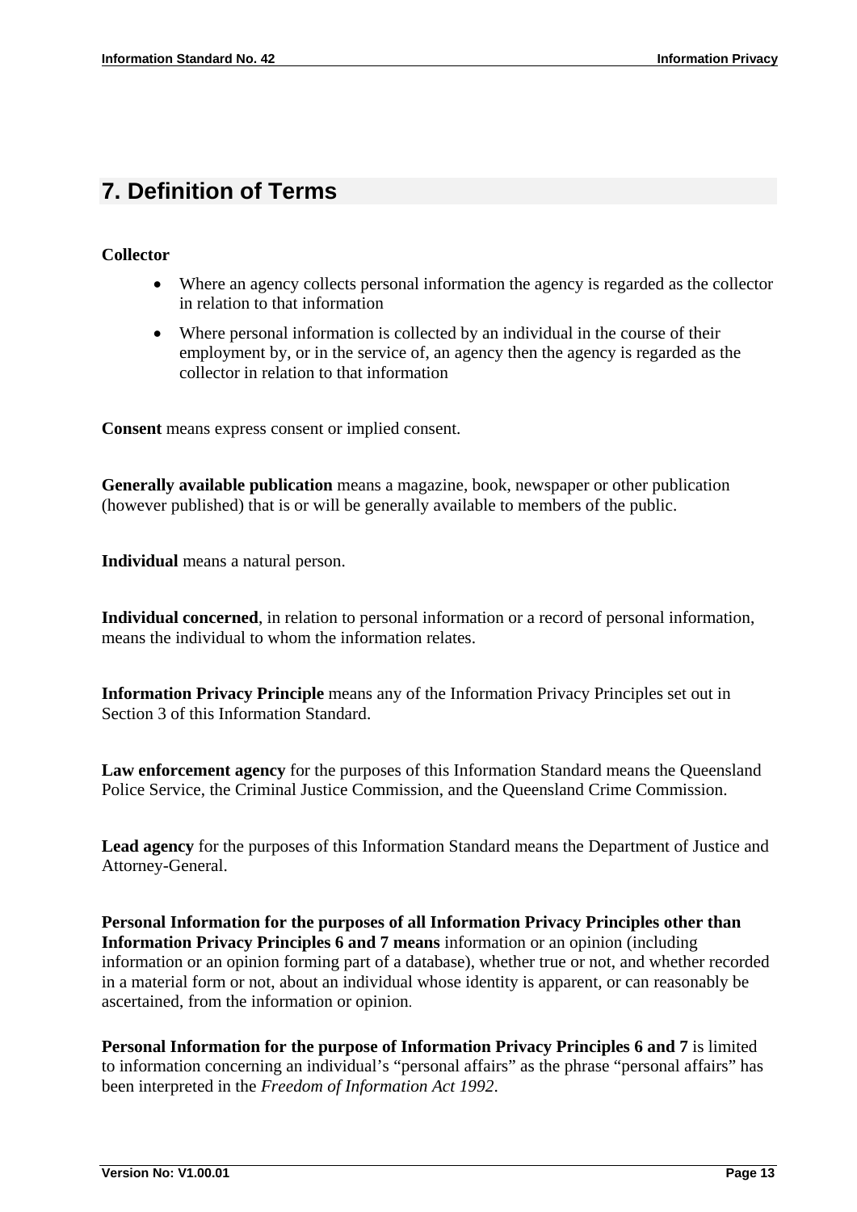## 7. Definition of Terms

**Collector**

- Where an agency collects personal information the agency is regarded as the collector in relation to that information
- Where personal information is collected by an individual in the course of their employment by, or in the service of, an agency then the agency is regarded as the collector in relation to that information

**Consent** means express consent or implied consent.

**Generally available publication** means a magazine, book, newspaper or other publication (however published) that is or will be generally available to members of the public.

**Individual** means a natural person.

**Individual concerned**, in relation to personal information or a record of personal information, means the individual to whom the information relates.

**Information Privacy Principle** means any of the Information Privacy Principles set out in Section 3 of this Information Standard.

**Law enforcement agency** for the purposes of this Information Standard means the Queensland Police Service, the Criminal Justice Commission, and the Queensland Crime Commission.

**Lead agency** for the purposes of this Information Standard means the Department of Justice and Attorney-General.

**Personal Information for the purposes of all Information Privacy Principles other than Information Privacy Principles 6 and 7 means** information or an opinion (including information or an opinion forming part of a database), whether true or not, and whether recorded in a material form or not, about an individual whose identity is apparent, or can reasonably be ascertained, from the information or opinion.

**Personal Information for the purpose of Information Privacy Principles 6 and 7** is limited to information concerning an individual's "personal affairs" as the phrase "personal affairs" has been interpreted in the *Freedom of Information Act 1992*.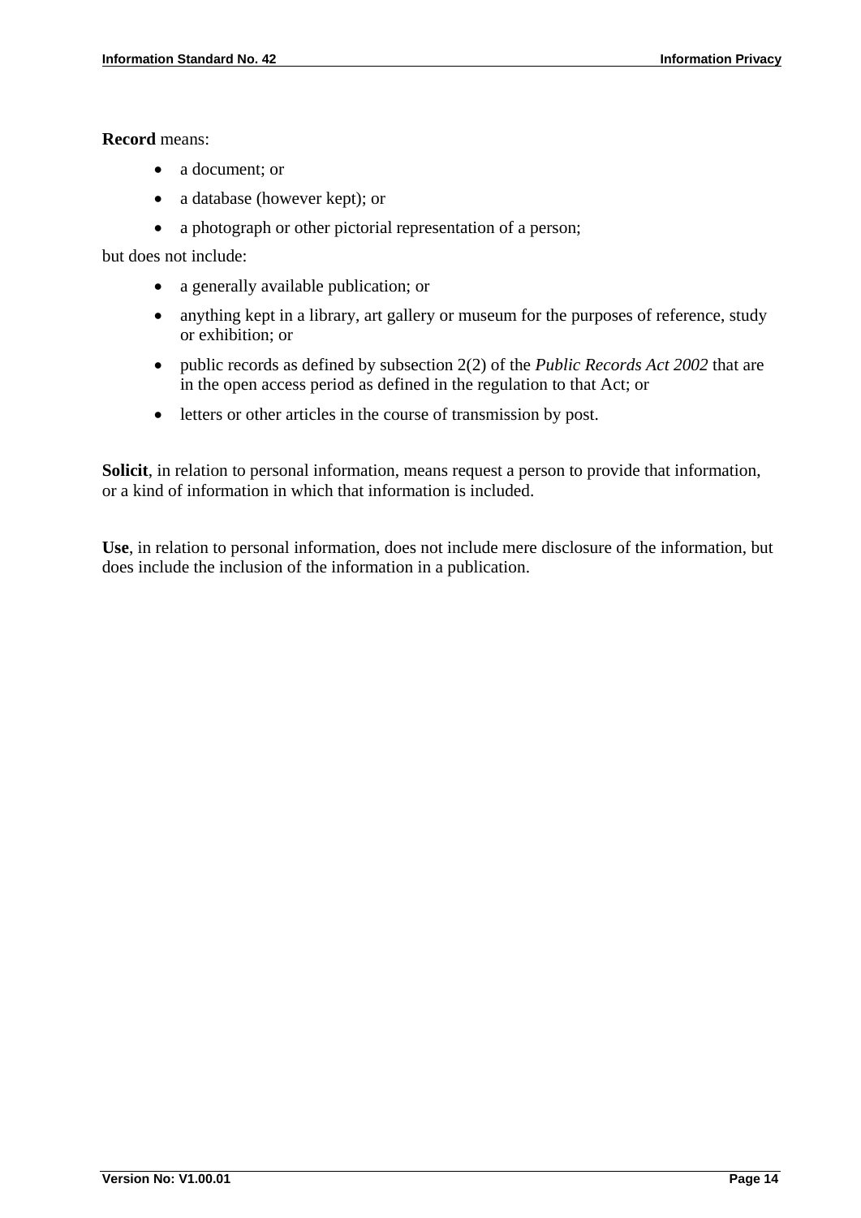**Record** means:

- a document; or
- a database (however kept); or
- a photograph or other pictorial representation of a person;

but does not include:

- a generally available publication; or
- anything kept in a library, art gallery or museum for the purposes of reference, study or exhibition; or
- public records as defined by subsection 2(2) of the *Public Records Act 2002* that are in the open access period as defined in the regulation to that Act; or
- letters or other articles in the course of transmission by post.

**Solicit**, in relation to personal information, means request a person to provide that information, or a kind of information in which that information is included.

**Use**, in relation to personal information, does not include mere disclosure of the information, but does include the inclusion of the information in a publication.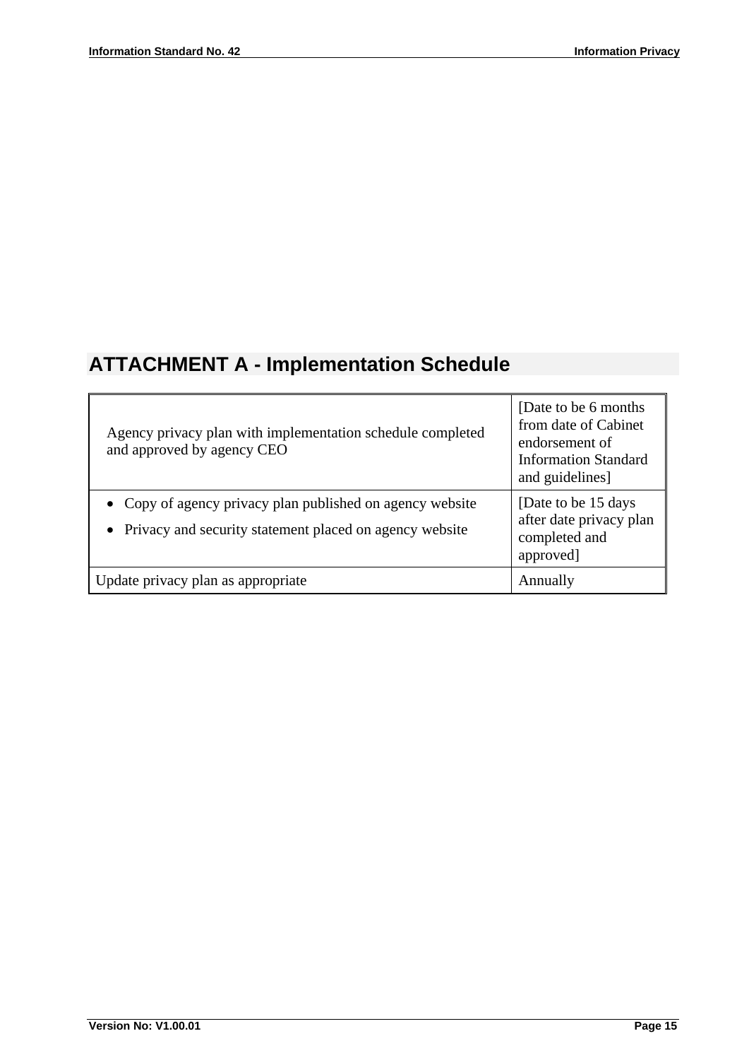# ATTACHMENT A - Implementation Schedule

| | |
|---|---|
| Agency privacy plan with implementation schedule completed and approved by agency CEO | [Date to be 6 months from date of Cabinet endorsement of Information Standard and guidelines] |
| • Copy of agency privacy plan published on agency website<br>• Privacy and security statement placed on agency website | [Date to be 15 days after date privacy plan completed and approved] |
| Update privacy plan as appropriate | Annually |